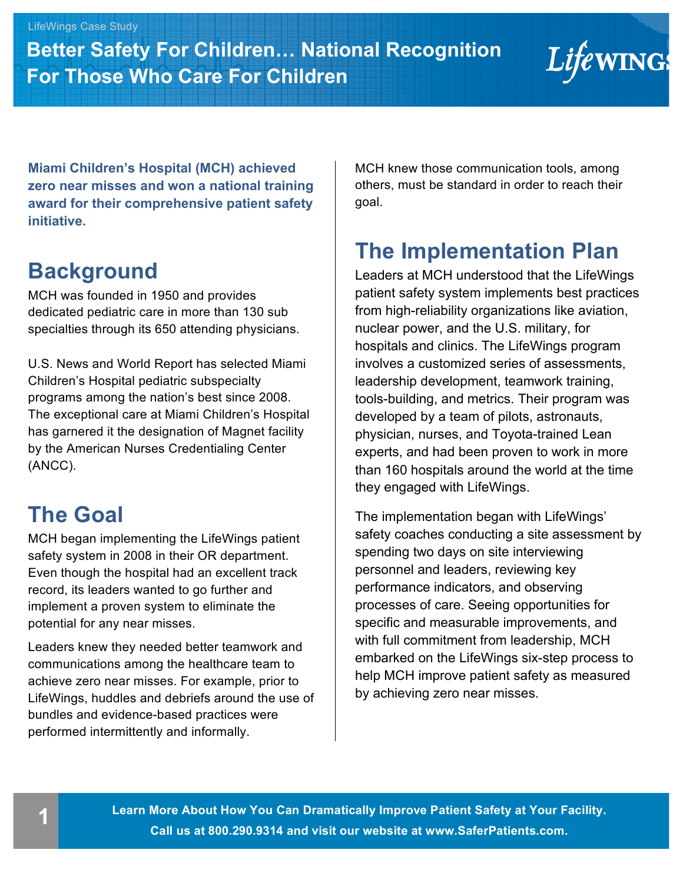LifeWings Case Study

# Better Safety For Children… National Recognition For Those Who Care For Children

**Miami Children's Hospital (MCH) achieved zero near misses and won a national training award for their comprehensive patient safety initiative.**

## Background

MCH was founded in 1950 and provides dedicated pediatric care in more than 130 sub specialties through its 650 attending physicians.

U.S. News and World Report has selected Miami Children's Hospital pediatric subspecialty programs among the nation's best since 2008. The exceptional care at Miami Children's Hospital has garnered it the designation of Magnet facility by the American Nurses Credentialing Center (ANCC).

## The Goal

MCH began implementing the LifeWings patient safety system in 2008 in their OR department. Even though the hospital had an excellent track record, its leaders wanted to go further and implement a proven system to eliminate the potential for any near misses.

Leaders knew they needed better teamwork and communications among the healthcare team to achieve zero near misses. For example, prior to LifeWings, huddles and debriefs around the use of bundles and evidence-based practices were performed intermittently and informally.

MCH knew those communication tools, among others, must be standard in order to reach their goal.

## The Implementation Plan

Leaders at MCH understood that the LifeWings patient safety system implements best practices from high-reliability organizations like aviation, nuclear power, and the U.S. military, for hospitals and clinics. The LifeWings program involves a customized series of assessments, leadership development, teamwork training, tools-building, and metrics. Their program was developed by a team of pilots, astronauts, physician, nurses, and Toyota-trained Lean experts, and had been proven to work in more than 160 hospitals around the world at the time they engaged with LifeWings.

The implementation began with LifeWings' safety coaches conducting a site assessment by spending two days on site interviewing personnel and leaders, reviewing key performance indicators, and observing processes of care. Seeing opportunities for specific and measurable improvements, and with full commitment from leadership, MCH embarked on the LifeWings six-step process to help MCH improve patient safety as measured by achieving zero near misses.

**Learn More About How You Can Dramatically Improve Patient Safety at Your Facility. Call us at 800.290.9314 and visit our website at www.SaferPatients.com.**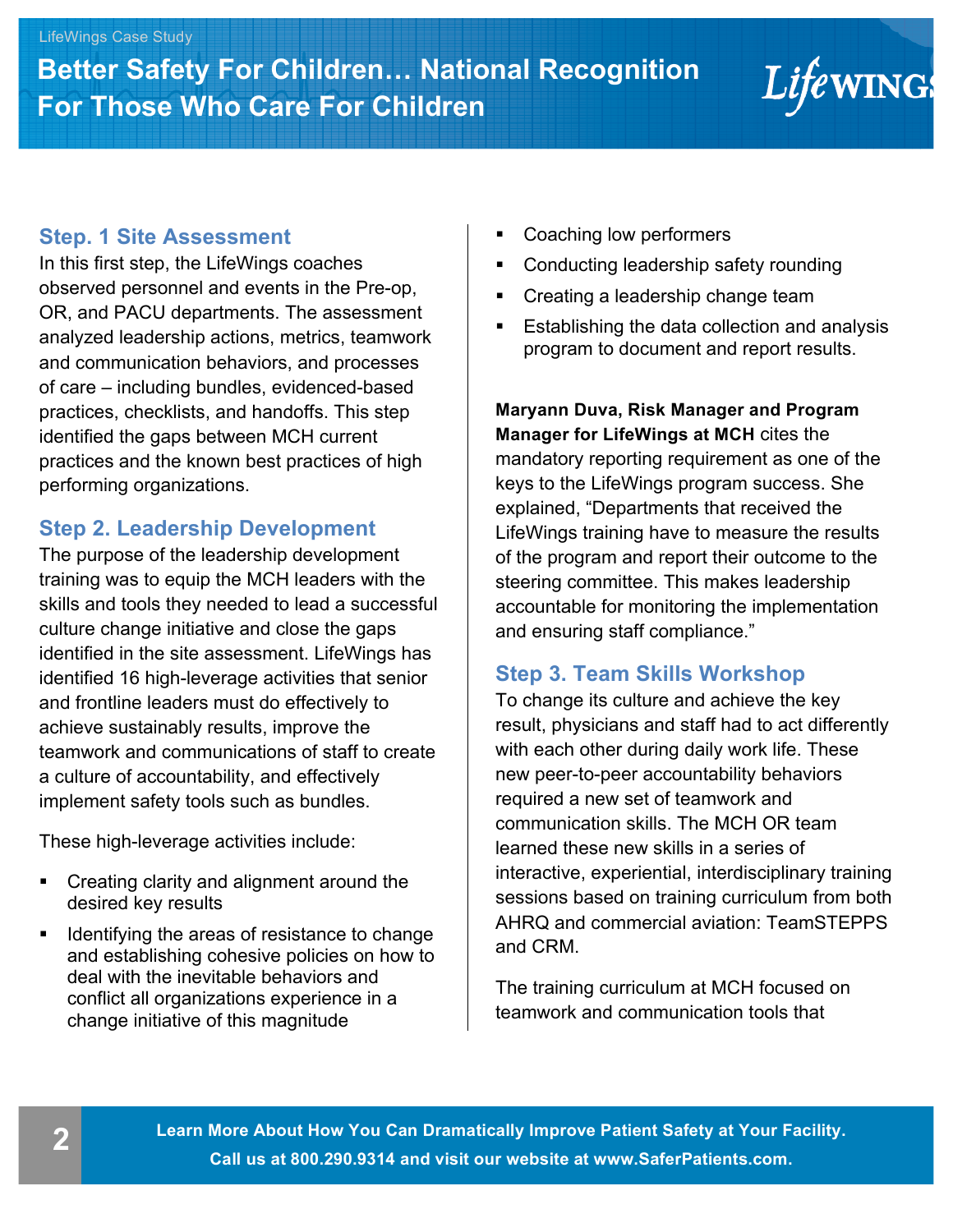## Step. 1 Site Assessment

In this first step, the LifeWings coaches observed personnel and events in the Pre-op, OR, and PACU departments. The assessment analyzed leadership actions, metrics, teamwork and communication behaviors, and processes of care – including bundles, evidenced-based practices, checklists, and handoffs. This step identified the gaps between MCH current practices and the known best practices of high performing organizations.

## Step 2. Leadership Development

The purpose of the leadership development training was to equip the MCH leaders with the skills and tools they needed to lead a successful culture change initiative and close the gaps identified in the site assessment. LifeWings has identified 16 high-leverage activities that senior and frontline leaders must do effectively to achieve sustainably results, improve the teamwork and communications of staff to create a culture of accountability, and effectively implement safety tools such as bundles.

These high-leverage activities include:

- Creating clarity and alignment around the desired key results
- Identifying the areas of resistance to change and establishing cohesive policies on how to deal with the inevitable behaviors and conflict all organizations experience in a change initiative of this magnitude
- Coaching low performers
- Conducting leadership safety rounding
- Creating a leadership change team
- Establishing the data collection and analysis program to document and report results.

**Maryann Duva, Risk Manager and Program Manager for LifeWings at MCH** cites the mandatory reporting requirement as one of the keys to the LifeWings program success. She explained, "Departments that received the LifeWings training have to measure the results of the program and report their outcome to the steering committee. This makes leadership accountable for monitoring the implementation and ensuring staff compliance."

## Step 3. Team Skills Workshop

To change its culture and achieve the key result, physicians and staff had to act differently with each other during daily work life. These new peer-to-peer accountability behaviors required a new set of teamwork and communication skills. The MCH OR team learned these new skills in a series of interactive, experiential, interdisciplinary training sessions based on training curriculum from both AHRQ and commercial aviation: TeamSTEPPS and CRM.

The training curriculum at MCH focused on teamwork and communication tools that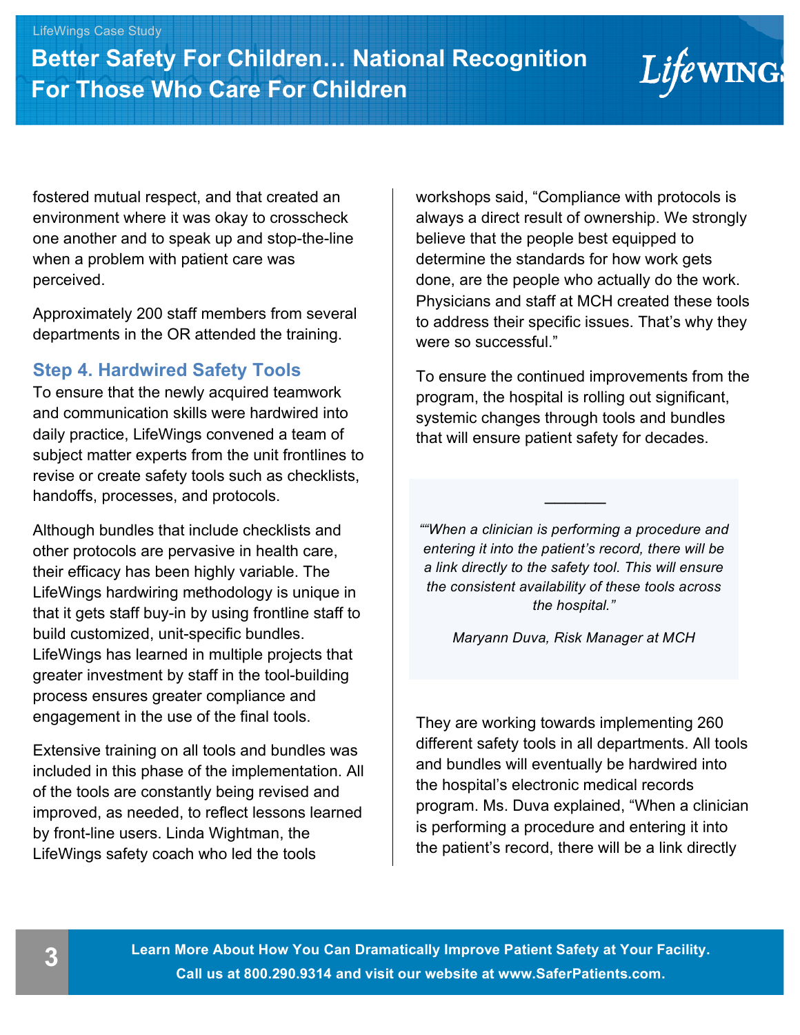fostered mutual respect, and that created an environment where it was okay to crosscheck one another and to speak up and stop-the-line when a problem with patient care was perceived.

Approximately 200 staff members from several departments in the OR attended the training.

### Step 4. Hardwired Safety Tools

To ensure that the newly acquired teamwork and communication skills were hardwired into daily practice, LifeWings convened a team of subject matter experts from the unit frontlines to revise or create safety tools such as checklists, handoffs, processes, and protocols.

Although bundles that include checklists and other protocols are pervasive in health care, their efficacy has been highly variable. The LifeWings hardwiring methodology is unique in that it gets staff buy-in by using frontline staff to build customized, unit-specific bundles. LifeWings has learned in multiple projects that greater investment by staff in the tool-building process ensures greater compliance and engagement in the use of the final tools.

Extensive training on all tools and bundles was included in this phase of the implementation. All of the tools are constantly being revised and improved, as needed, to reflect lessons learned by front-line users. Linda Wightman, the LifeWings safety coach who led the tools workshops said, "Compliance with protocols is always a direct result of ownership. We strongly believe that the people best equipped to determine the standards for how work gets done, are the people who actually do the work. Physicians and staff at MCH created these tools to address their specific issues. That's why they were so successful."

To ensure the continued improvements from the program, the hospital is rolling out significant, systemic changes through tools and bundles that will ensure patient safety for decades.

> *""When a clinician is performing a procedure and entering it into the patient's record, there will be a link directly to the safety tool. This will ensure the consistent availability of these tools across the hospital."*
>
> *Maryann Duva, Risk Manager at MCH*

They are working towards implementing 260 different safety tools in all departments. All tools and bundles will eventually be hardwired into the hospital's electronic medical records program. Ms. Duva explained, "When a clinician is performing a procedure and entering it into the patient's record, there will be a link directly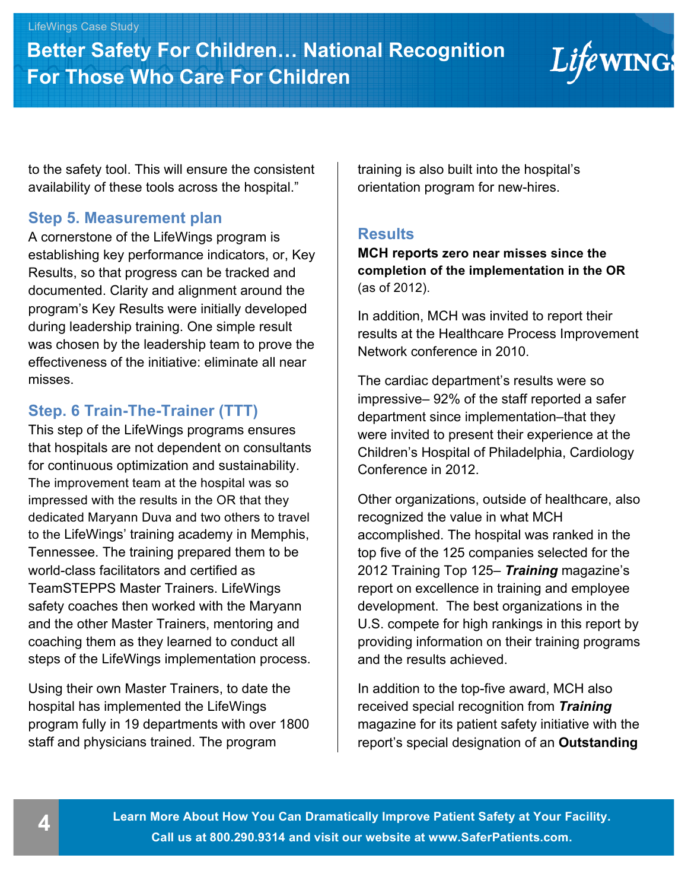to the safety tool. This will ensure the consistent availability of these tools across the hospital."

### Step 5. Measurement plan

A cornerstone of the LifeWings program is establishing key performance indicators, or, Key Results, so that progress can be tracked and documented. Clarity and alignment around the program's Key Results were initially developed during leadership training. One simple result was chosen by the leadership team to prove the effectiveness of the initiative: eliminate all near misses.

### Step. 6 Train-The-Trainer (TTT)

This step of the LifeWings programs ensures that hospitals are not dependent on consultants for continuous optimization and sustainability. The improvement team at the hospital was so impressed with the results in the OR that they dedicated Maryann Duva and two others to travel to the LifeWings' training academy in Memphis, Tennessee. The training prepared them to be world-class facilitators and certified as TeamSTEPPS Master Trainers. LifeWings safety coaches then worked with the Maryann and the other Master Trainers, mentoring and coaching them as they learned to conduct all steps of the LifeWings implementation process.

Using their own Master Trainers, to date the hospital has implemented the LifeWings program fully in 19 departments with over 1800 staff and physicians trained. The program training is also built into the hospital's orientation program for new-hires.

### Results

**MCH reports zero near misses since the completion of the implementation in the OR** (as of 2012).

In addition, MCH was invited to report their results at the Healthcare Process Improvement Network conference in 2010.

The cardiac department's results were so impressive– 92% of the staff reported a safer department since implementation–that they were invited to present their experience at the Children's Hospital of Philadelphia, Cardiology Conference in 2012.

Other organizations, outside of healthcare, also recognized the value in what MCH accomplished. The hospital was ranked in the top five of the 125 companies selected for the 2012 Training Top 125– ***Training*** magazine's report on excellence in training and employee development. The best organizations in the U.S. compete for high rankings in this report by providing information on their training programs and the results achieved.

In addition to the top-five award, MCH also received special recognition from ***Training*** magazine for its patient safety initiative with the report's special designation of an **Outstanding**

**Learn More About How You Can Dramatically Improve Patient Safety at Your Facility. Call us at 800.290.9314 and visit our website at www.SaferPatients.com.**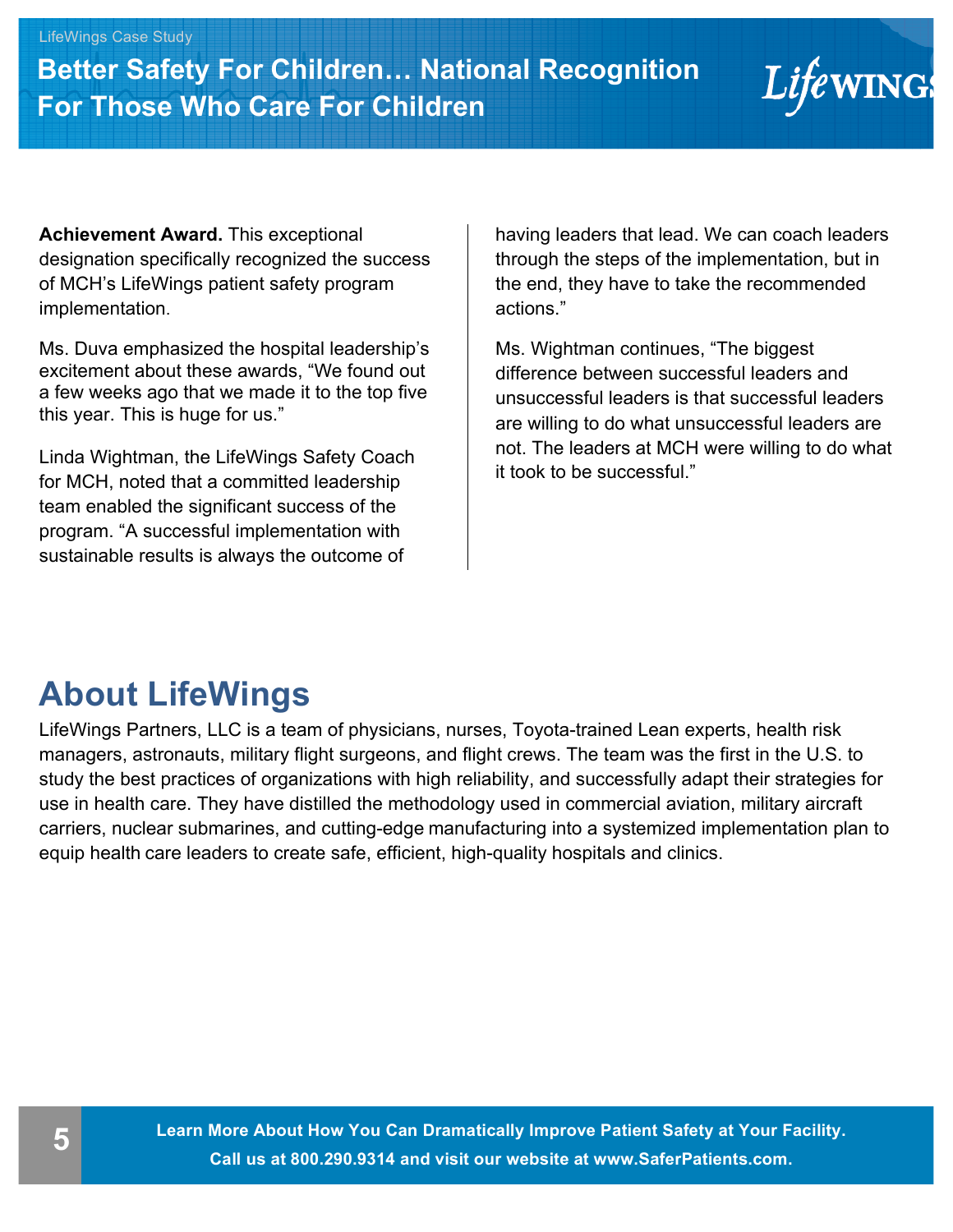**Achievement Award.** This exceptional designation specifically recognized the success of MCH's LifeWings patient safety program implementation.

Ms. Duva emphasized the hospital leadership's excitement about these awards, "We found out a few weeks ago that we made it to the top five this year. This is huge for us."

Linda Wightman, the LifeWings Safety Coach for MCH, noted that a committed leadership team enabled the significant success of the program. "A successful implementation with sustainable results is always the outcome of having leaders that lead. We can coach leaders through the steps of the implementation, but in the end, they have to take the recommended actions."

Ms. Wightman continues, "The biggest difference between successful leaders and unsuccessful leaders is that successful leaders are willing to do what unsuccessful leaders are not. The leaders at MCH were willing to do what it took to be successful."

## About LifeWings

LifeWings Partners, LLC is a team of physicians, nurses, Toyota-trained Lean experts, health risk managers, astronauts, military flight surgeons, and flight crews. The team was the first in the U.S. to study the best practices of organizations with high reliability, and successfully adapt their strategies for use in health care. They have distilled the methodology used in commercial aviation, military aircraft carriers, nuclear submarines, and cutting-edge manufacturing into a systemized implementation plan to equip health care leaders to create safe, efficient, high-quality hospitals and clinics.

**Learn More About How You Can Dramatically Improve Patient Safety at Your Facility. Call us at 800.290.9314 and visit our website at www.SaferPatients.com.**